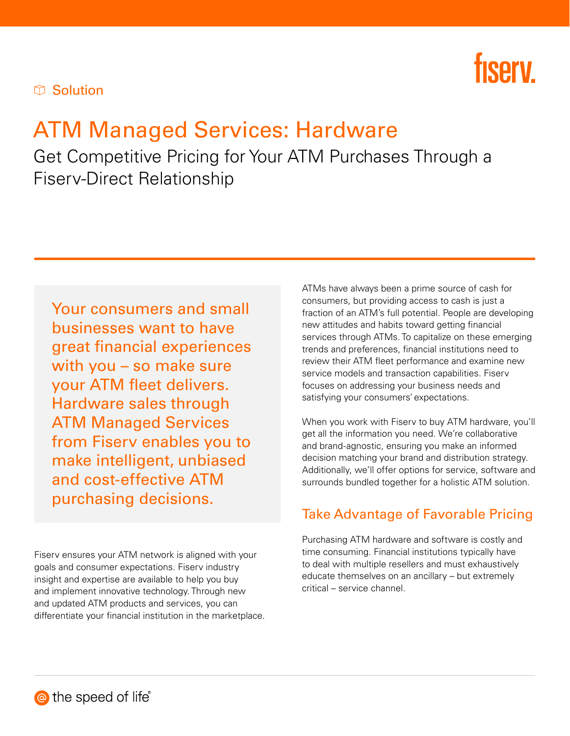Solution

# ATM Managed Services: Hardware

## Get Competitive Pricing for Your ATM Purchases Through a Fiserv-Direct Relationship

Your consumers and small businesses want to have great financial experiences with you – so make sure your ATM fleet delivers. Hardware sales through ATM Managed Services from Fiserv enables you to make intelligent, unbiased and cost-effective ATM purchasing decisions.

Fiserv ensures your ATM network is aligned with your goals and consumer expectations. Fiserv industry insight and expertise are available to help you buy and implement innovative technology. Through new and updated ATM products and services, you can differentiate your financial institution in the marketplace.

ATMs have always been a prime source of cash for consumers, but providing access to cash is just a fraction of an ATM's full potential. People are developing new attitudes and habits toward getting financial services through ATMs. To capitalize on these emerging trends and preferences, financial institutions need to review their ATM fleet performance and examine new service models and transaction capabilities. Fiserv focuses on addressing your business needs and satisfying your consumers' expectations.

When you work with Fiserv to buy ATM hardware, you'll get all the information you need. We're collaborative and brand-agnostic, ensuring you make an informed decision matching your brand and distribution strategy. Additionally, we'll offer options for service, software and surrounds bundled together for a holistic ATM solution.

### Take Advantage of Favorable Pricing

Purchasing ATM hardware and software is costly and time consuming. Financial institutions typically have to deal with multiple resellers and must exhaustively educate themselves on an ancillary – but extremely critical – service channel.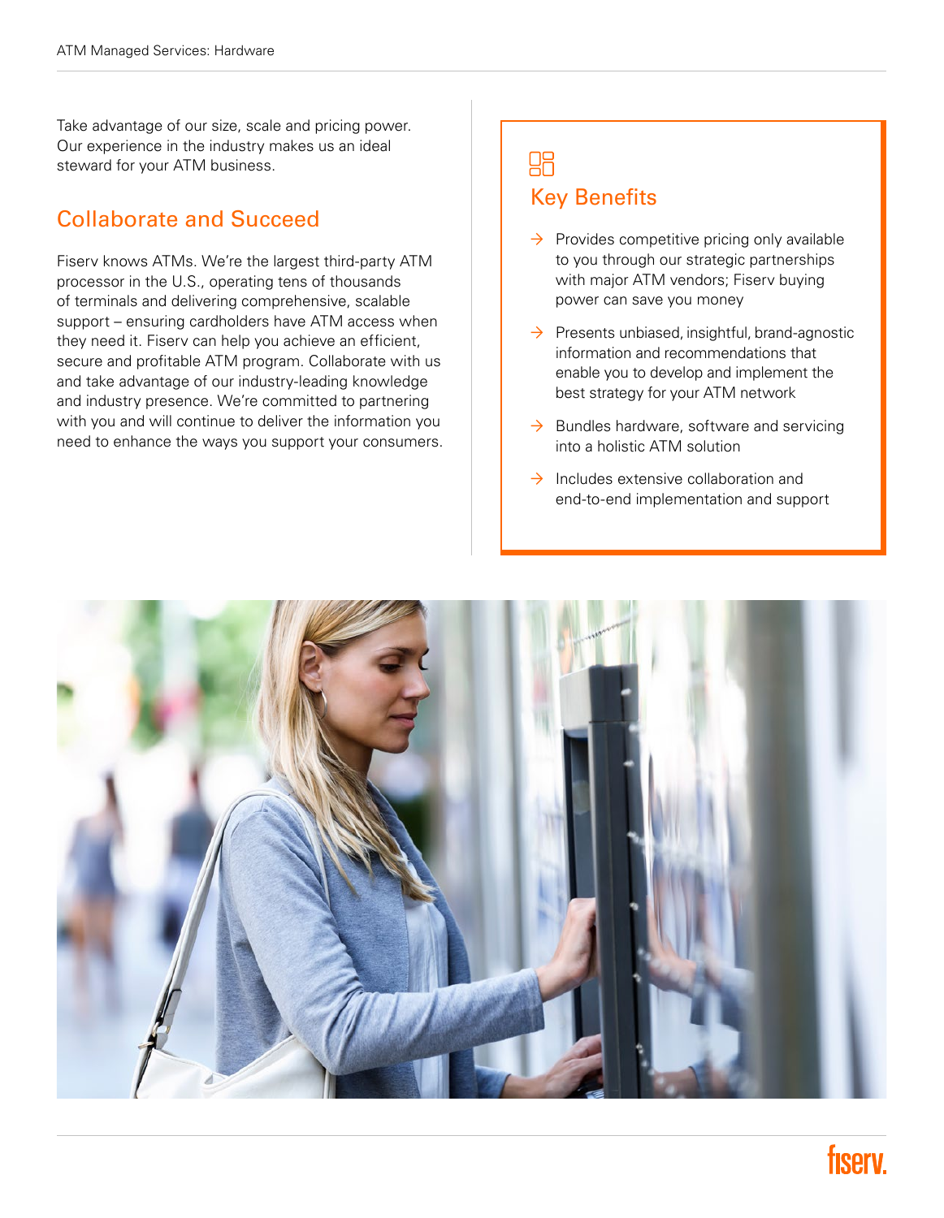Take advantage of our size, scale and pricing power. Our experience in the industry makes us an ideal steward for your ATM business.

## Collaborate and Succeed

Fiserv knows ATMs. We're the largest third-party ATM processor in the U.S., operating tens of thousands of terminals and delivering comprehensive, scalable support – ensuring cardholders have ATM access when they need it. Fiserv can help you achieve an efficient, secure and profitable ATM program. Collaborate with us and take advantage of our industry-leading knowledge and industry presence. We're committed to partnering with you and will continue to deliver the information you need to enhance the ways you support your consumers.

## Key Benefits

- Provides competitive pricing only available to you through our strategic partnerships with major ATM vendors; Fiserv buying power can save you money
- Presents unbiased, insightful, brand-agnostic information and recommendations that enable you to develop and implement the best strategy for your ATM network
- Bundles hardware, software and servicing into a holistic ATM solution
- Includes extensive collaboration and end-to-end implementation and support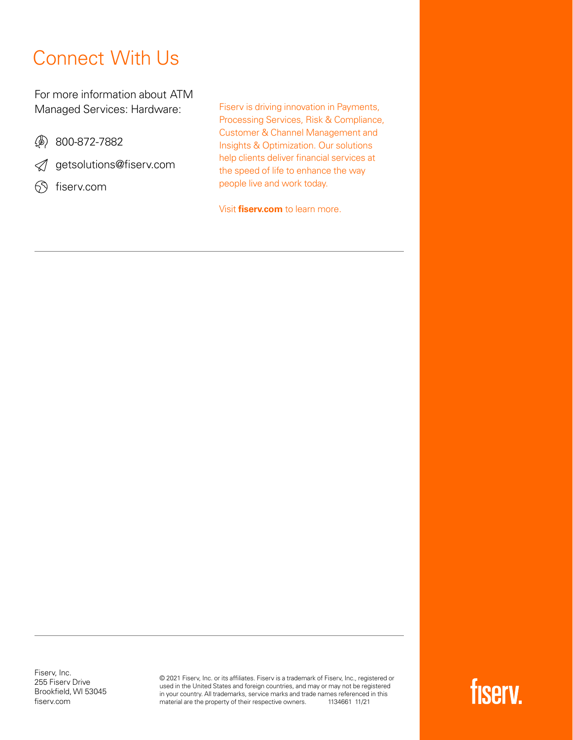# Connect With Us

For more information about ATM Managed Services: Hardware:

800-872-7882

getsolutions@fiserv.com

fiserv.com

Fiserv is driving innovation in Payments, Processing Services, Risk & Compliance, Customer & Channel Management and Insights & Optimization. Our solutions help clients deliver financial services at the speed of life to enhance the way people live and work today.

Visit **fiserv.com** to learn more.

Fiserv, Inc.
255 Fiserv Drive
Brookfield, WI 53045
fiserv.com

© 2021 Fiserv, Inc. or its affiliates. Fiserv is a trademark of Fiserv, Inc., registered or used in the United States and foreign countries, and may or may not be registered in your country. All trademarks, service marks and trade names referenced in this material are the property of their respective owners. 1134661 11/21

fiserv.